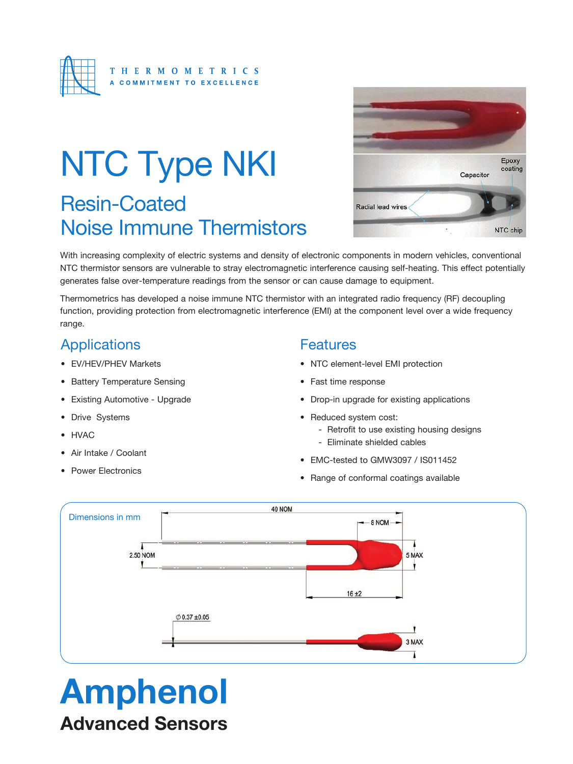THERMOMETRICS
A COMMITMENT TO EXCELLENCE

# NTC Type NKI

## Resin-Coated Noise Immune Thermistors

Epoxy coating
Capacitor
Radial lead wires
NTC chip

With increasing complexity of electric systems and density of electronic components in modern vehicles, conventional NTC thermistor sensors are vulnerable to stray electromagnetic interference causing self-heating. This effect potentially generates false over-temperature readings from the sensor or can cause damage to equipment.

Thermometrics has developed a noise immune NTC thermistor with an integrated radio frequency (RF) decoupling function, providing protection from electromagnetic interference (EMI) at the component level over a wide frequency range.

## Applications

- EV/HEV/PHEV Markets
- Battery Temperature Sensing
- Existing Automotive - Upgrade
- Drive Systems
- HVAC
- Air Intake / Coolant
- Power Electronics

## Features

- NTC element-level EMI protection
- Fast time response
- Drop-in upgrade for existing applications
- Reduced system cost:
  - Retrofit to use existing housing designs
  - Eliminate shielded cables
- EMC-tested to GMW3097 / IS011452
- Range of conformal coatings available

Dimensions in mm

40 NOM
8 NOM
2.50 NOM
5 MAX
16 ±2
∅0.37 ±0.05
3 MAX

# Amphenol
## Advanced Sensors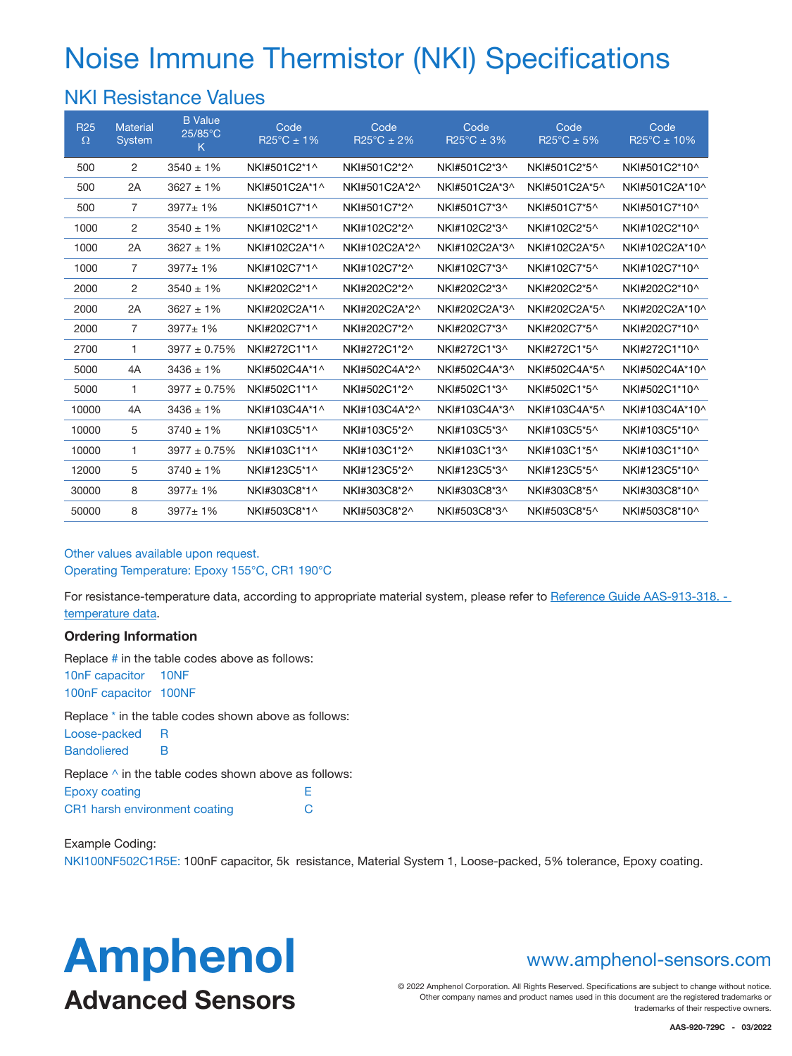# Noise Immune Thermistor (NKI) Specifications

## NKI Resistance Values

| R25 Ω | Material System | B Value 25/85°C K | Code R25°C ± 1% | Code R25°C ± 2% | Code R25°C ± 3% | Code R25°C ± 5% | Code R25°C ± 10% |
|---|---|---|---|---|---|---|---|
| 500 | 2 | 3540 ± 1% | NKI#501C2*1^ | NKI#501C2*2^ | NKI#501C2*3^ | NKI#501C2*5^ | NKI#501C2*10^ |
| 500 | 2A | 3627 ± 1% | NKI#501C2A*1^ | NKI#501C2A*2^ | NKI#501C2A*3^ | NKI#501C2A*5^ | NKI#501C2A*10^ |
| 500 | 7 | 3977± 1% | NKI#501C7*1^ | NKI#501C7*2^ | NKI#501C7*3^ | NKI#501C7*5^ | NKI#501C7*10^ |
| 1000 | 2 | 3540 ± 1% | NKI#102C2*1^ | NKI#102C2*2^ | NKI#102C2*3^ | NKI#102C2*5^ | NKI#102C2*10^ |
| 1000 | 2A | 3627 ± 1% | NKI#102C2A*1^ | NKI#102C2A*2^ | NKI#102C2A*3^ | NKI#102C2A*5^ | NKI#102C2A*10^ |
| 1000 | 7 | 3977± 1% | NKI#102C7*1^ | NKI#102C7*2^ | NKI#102C7*3^ | NKI#102C7*5^ | NKI#102C7*10^ |
| 2000 | 2 | 3540 ± 1% | NKI#202C2*1^ | NKI#202C2*2^ | NKI#202C2*3^ | NKI#202C2*5^ | NKI#202C2*10^ |
| 2000 | 2A | 3627 ± 1% | NKI#202C2A*1^ | NKI#202C2A*2^ | NKI#202C2A*3^ | NKI#202C2A*5^ | NKI#202C2A*10^ |
| 2000 | 7 | 3977± 1% | NKI#202C7*1^ | NKI#202C7*2^ | NKI#202C7*3^ | NKI#202C7*5^ | NKI#202C7*10^ |
| 2700 | 1 | 3977 ± 0.75% | NKI#272C1*1^ | NKI#272C1*2^ | NKI#272C1*3^ | NKI#272C1*5^ | NKI#272C1*10^ |
| 5000 | 4A | 3436 ± 1% | NKI#502C4A*1^ | NKI#502C4A*2^ | NKI#502C4A*3^ | NKI#502C4A*5^ | NKI#502C4A*10^ |
| 5000 | 1 | 3977 ± 0.75% | NKI#502C1*1^ | NKI#502C1*2^ | NKI#502C1*3^ | NKI#502C1*5^ | NKI#502C1*10^ |
| 10000 | 4A | 3436 ± 1% | NKI#103C4A*1^ | NKI#103C4A*2^ | NKI#103C4A*3^ | NKI#103C4A*5^ | NKI#103C4A*10^ |
| 10000 | 5 | 3740 ± 1% | NKI#103C5*1^ | NKI#103C5*2^ | NKI#103C5*3^ | NKI#103C5*5^ | NKI#103C5*10^ |
| 10000 | 1 | 3977 ± 0.75% | NKI#103C1*1^ | NKI#103C1*2^ | NKI#103C1*3^ | NKI#103C1*5^ | NKI#103C1*10^ |
| 12000 | 5 | 3740 ± 1% | NKI#123C5*1^ | NKI#123C5*2^ | NKI#123C5*3^ | NKI#123C5*5^ | NKI#123C5*10^ |
| 30000 | 8 | 3977± 1% | NKI#303C8*1^ | NKI#303C8*2^ | NKI#303C8*3^ | NKI#303C8*5^ | NKI#303C8*10^ |
| 50000 | 8 | 3977± 1% | NKI#503C8*1^ | NKI#503C8*2^ | NKI#503C8*3^ | NKI#503C8*5^ | NKI#503C8*10^ |

Other values available upon request.
Operating Temperature: Epoxy 155°C, CR1 190°C

For resistance-temperature data, according to appropriate material system, please refer to Reference Guide AAS-913-318. - temperature data.

### Ordering Information

Replace # in the table codes above as follows:

10nF capacitor 10NF
100nF capacitor 100NF

Replace * in the table codes shown above as follows:

Loose-packed R
Bandoliered B

Replace ^ in the table codes shown above as follows:

Epoxy coating E
CR1 harsh environment coating C

Example Coding:
NKI100NF502C1R5E: 100nF capacitor, 5k resistance, Material System 1, Loose-packed, 5% tolerance, Epoxy coating.

**Amphenol**
**Advanced Sensors**

www.amphenol-sensors.com

© 2022 Amphenol Corporation. All Rights Reserved. Specifications are subject to change without notice. Other company names and product names used in this document are the registered trademarks or trademarks of their respective owners.

AAS-920-729C - 03/2022